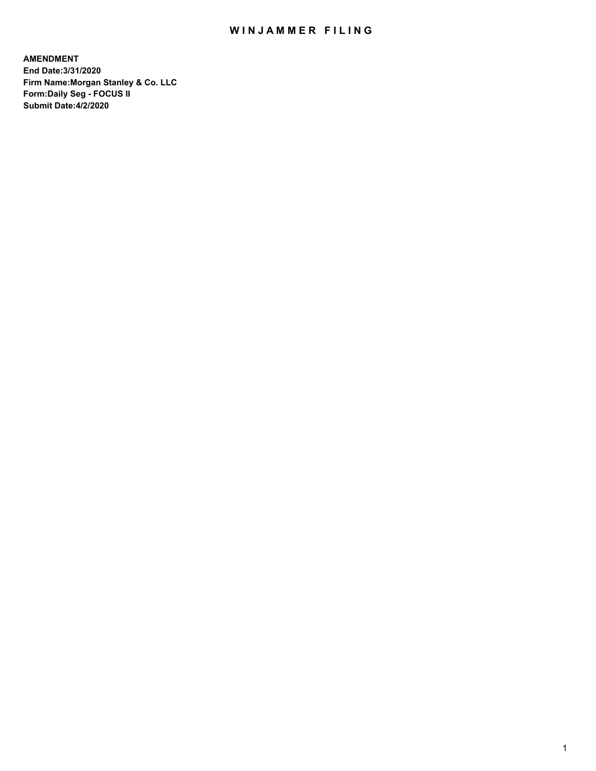# WINJAMMER FILING

**AMENDMENT**
**End Date:3/31/2020**
**Firm Name:Morgan Stanley & Co. LLC**
**Form:Daily Seg - FOCUS II**
**Submit Date:4/2/2020**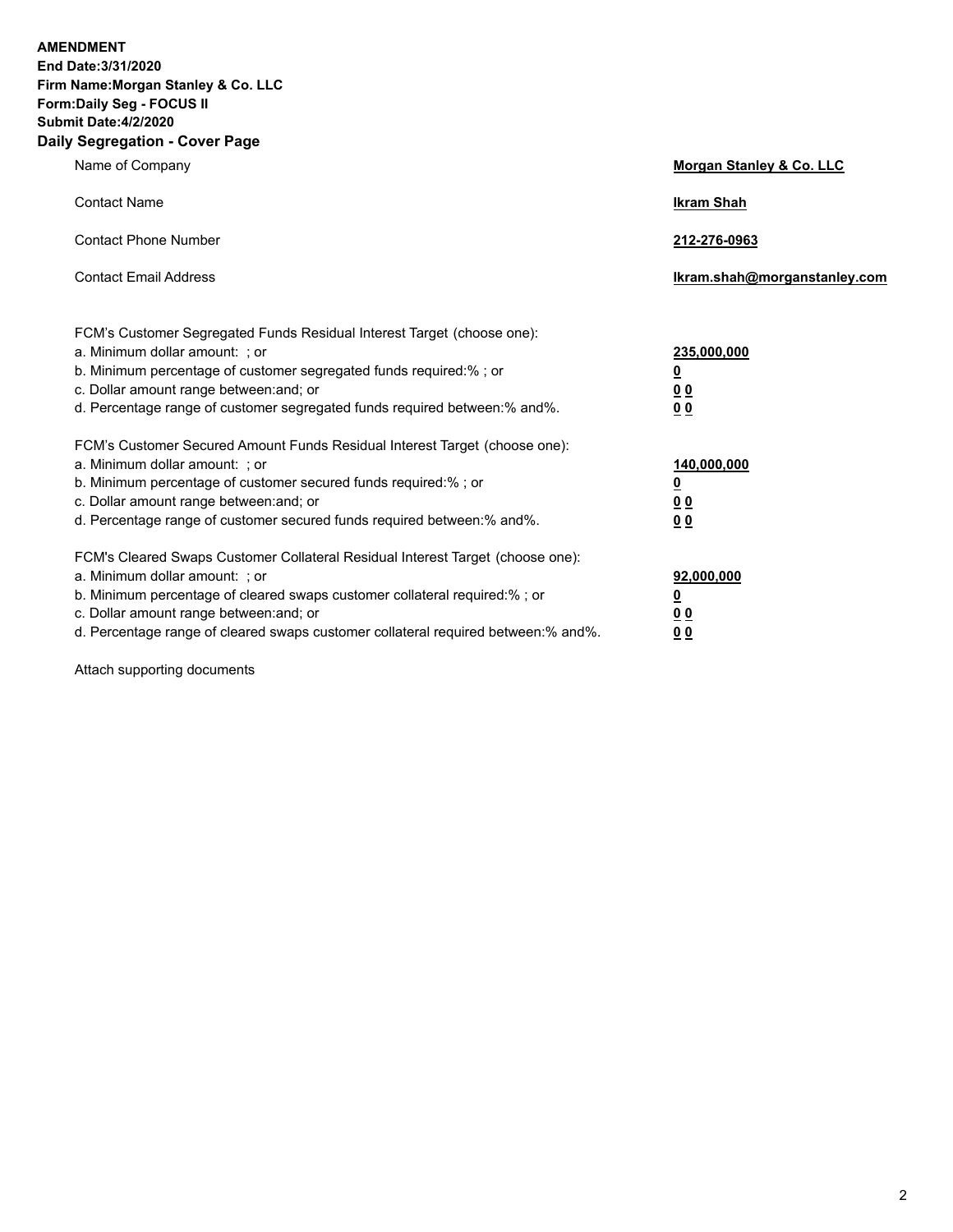**AMENDMENT**
**End Date:3/31/2020**
**Firm Name:Morgan Stanley & Co. LLC**
**Form:Daily Seg - FOCUS II**
**Submit Date:4/2/2020**

## Daily Segregation - Cover Page

| | |
|---|---|
| Name of Company | **Morgan Stanley & Co. LLC** |
| Contact Name | **Ikram Shah** |
| Contact Phone Number | **212-276-0963** |
| Contact Email Address | **Ikram.shah@morganstanley.com** |

| | |
|---|---|
| FCM's Customer Segregated Funds Residual Interest Target (choose one): | |
| a. Minimum dollar amount: ; or | **235,000,000** |
| b. Minimum percentage of customer segregated funds required:% ; or | **0** |
| c. Dollar amount range between:and; or | **0 0** |
| d. Percentage range of customer segregated funds required between:% and%. | **0 0** |
| FCM's Customer Secured Amount Funds Residual Interest Target (choose one): | |
| a. Minimum dollar amount: ; or | **140,000,000** |
| b. Minimum percentage of customer secured funds required:% ; or | **0** |
| c. Dollar amount range between:and; or | **0 0** |
| d. Percentage range of customer secured funds required between:% and%. | **0 0** |
| FCM's Cleared Swaps Customer Collateral Residual Interest Target (choose one): | |
| a. Minimum dollar amount: ; or | **92,000,000** |
| b. Minimum percentage of cleared swaps customer collateral required:% ; or | **0** |
| c. Dollar amount range between:and; or | **0 0** |
| d. Percentage range of cleared swaps customer collateral required between:% and%. | **0 0** |

Attach supporting documents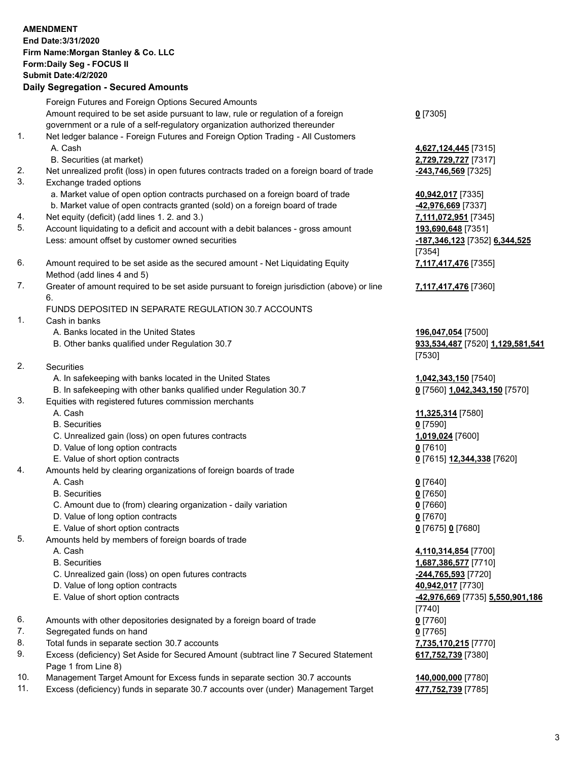**AMENDMENT**
**End Date:3/31/2020**
**Firm Name:Morgan Stanley & Co. LLC**
**Form:Daily Seg - FOCUS II**
**Submit Date:4/2/2020**

## Daily Segregation - Secured Amounts

| | | |
|---|---|---|
| | Foreign Futures and Foreign Options Secured Amounts | |
| | Amount required to be set aside pursuant to law, rule or regulation of a foreign government or a rule of a self-regulatory organization authorized thereunder | **0** [7305] |
| 1. | Net ledger balance - Foreign Futures and Foreign Option Trading - All Customers | |
| | A. Cash | **4,627,124,445** [7315] |
| | B. Securities (at market) | **2,729,729,727** [7317] |
| 2. | Net unrealized profit (loss) in open futures contracts traded on a foreign board of trade | **-243,746,569** [7325] |
| 3. | Exchange traded options | |
| | a. Market value of open option contracts purchased on a foreign board of trade | **40,942,017** [7335] |
| | b. Market value of open contracts granted (sold) on a foreign board of trade | **-42,976,669** [7337] |
| 4. | Net equity (deficit) (add lines 1. 2. and 3.) | **7,111,072,951** [7345] |
| 5. | Account liquidating to a deficit and account with a debit balances - gross amount | **193,690,648** [7351] |
| | Less: amount offset by customer owned securities | **-187,346,123** [7352] **6,344,525** [7354] |
| 6. | Amount required to be set aside as the secured amount - Net Liquidating Equity Method (add lines 4 and 5) | **7,117,417,476** [7355] |
| 7. | Greater of amount required to be set aside pursuant to foreign jurisdiction (above) or line 6. | **7,117,417,476** [7360] |
| | FUNDS DEPOSITED IN SEPARATE REGULATION 30.7 ACCOUNTS | |
| 1. | Cash in banks | |
| | A. Banks located in the United States | **196,047,054** [7500] |
| | B. Other banks qualified under Regulation 30.7 | **933,534,487** [7520] **1,129,581,541** [7530] |
| 2. | Securities | |
| | A. In safekeeping with banks located in the United States | **1,042,343,150** [7540] |
| | B. In safekeeping with other banks qualified under Regulation 30.7 | **0** [7560] **1,042,343,150** [7570] |
| 3. | Equities with registered futures commission merchants | |
| | A. Cash | **11,325,314** [7580] |
| | B. Securities | **0** [7590] |
| | C. Unrealized gain (loss) on open futures contracts | **1,019,024** [7600] |
| | D. Value of long option contracts | **0** [7610] |
| | E. Value of short option contracts | **0** [7615] **12,344,338** [7620] |
| 4. | Amounts held by clearing organizations of foreign boards of trade | |
| | A. Cash | **0** [7640] |
| | B. Securities | **0** [7650] |
| | C. Amount due to (from) clearing organization - daily variation | **0** [7660] |
| | D. Value of long option contracts | **0** [7670] |
| | E. Value of short option contracts | **0** [7675] **0** [7680] |
| 5. | Amounts held by members of foreign boards of trade | |
| | A. Cash | **4,110,314,854** [7700] |
| | B. Securities | **1,687,386,577** [7710] |
| | C. Unrealized gain (loss) on open futures contracts | **-244,765,593** [7720] |
| | D. Value of long option contracts | **40,942,017** [7730] |
| | E. Value of short option contracts | **-42,976,669** [7735] **5,550,901,186** [7740] |
| 6. | Amounts with other depositories designated by a foreign board of trade | **0** [7760] |
| 7. | Segregated funds on hand | **0** [7765] |
| 8. | Total funds in separate section 30.7 accounts | **7,735,170,215** [7770] |
| 9. | Excess (deficiency) Set Aside for Secured Amount (subtract line 7 Secured Statement Page 1 from Line 8) | **617,752,739** [7380] |
| 10. | Management Target Amount for Excess funds in separate section 30.7 accounts | **140,000,000** [7780] |
| 11. | Excess (deficiency) funds in separate 30.7 accounts over (under) Management Target | **477,752,739** [7785] |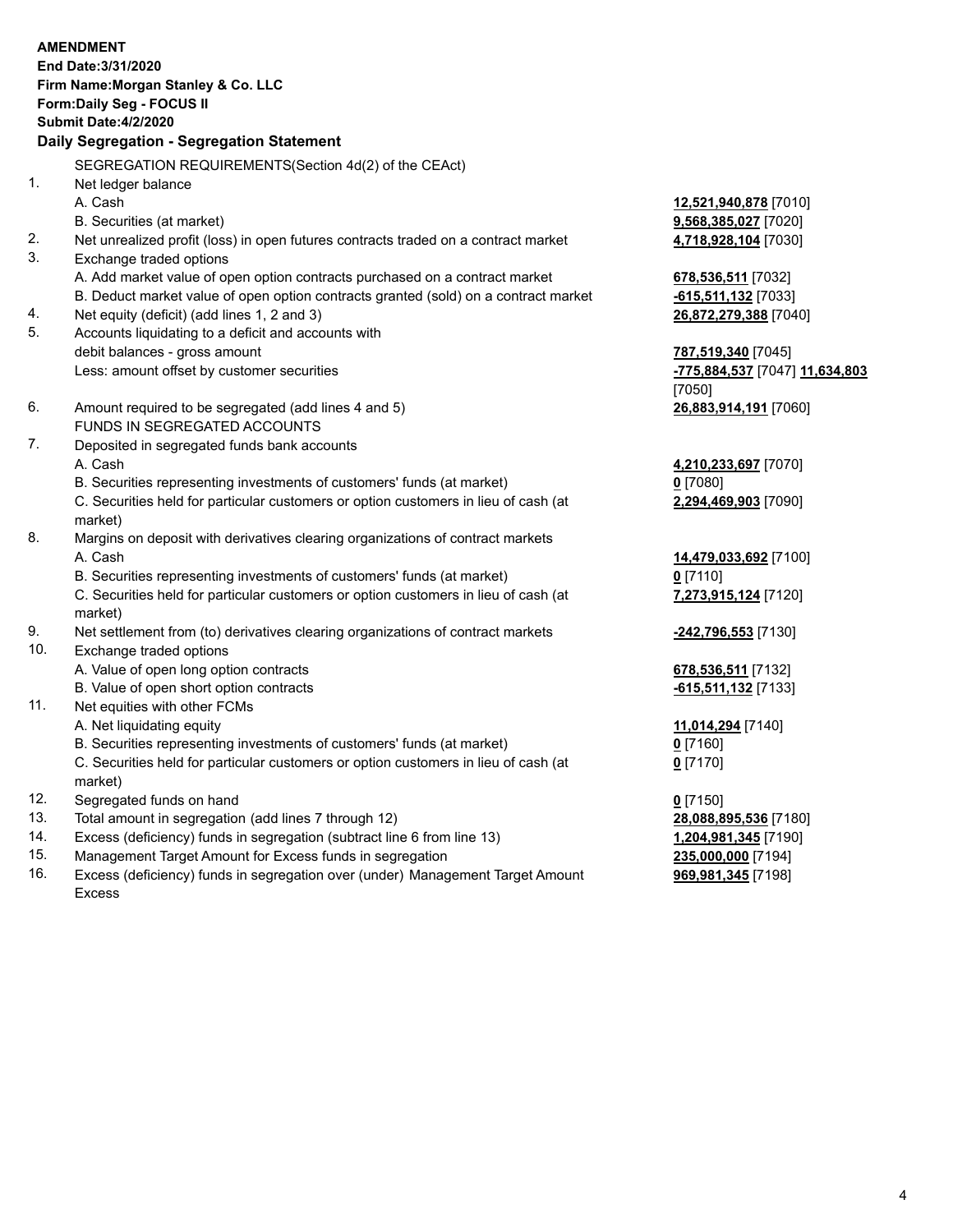**AMENDMENT**
**End Date:3/31/2020**
**Firm Name:Morgan Stanley & Co. LLC**
**Form:Daily Seg - FOCUS II**
**Submit Date:4/2/2020**

**Daily Segregation - Segregation Statement**

SEGREGATION REQUIREMENTS(Section 4d(2) of the CEAct)

| | | |
|---|---|---|
| 1. | Net ledger balance | |
| | A. Cash | **12,521,940,878** [7010] |
| | B. Securities (at market) | **9,568,385,027** [7020] |
| 2. | Net unrealized profit (loss) in open futures contracts traded on a contract market | **4,718,928,104** [7030] |
| 3. | Exchange traded options | |
| | A. Add market value of open option contracts purchased on a contract market | **678,536,511** [7032] |
| | B. Deduct market value of open option contracts granted (sold) on a contract market | **-615,511,132** [7033] |
| 4. | Net equity (deficit) (add lines 1, 2 and 3) | **26,872,279,388** [7040] |
| 5. | Accounts liquidating to a deficit and accounts with debit balances - gross amount | **787,519,340** [7045] |
| | Less: amount offset by customer securities | **-775,884,537** [7047] **11,634,803** [7050] |
| 6. | Amount required to be segregated (add lines 4 and 5) | **26,883,914,191** [7060] |
| | FUNDS IN SEGREGATED ACCOUNTS | |
| 7. | Deposited in segregated funds bank accounts | |
| | A. Cash | **4,210,233,697** [7070] |
| | B. Securities representing investments of customers' funds (at market) | **0** [7080] |
| | C. Securities held for particular customers or option customers in lieu of cash (at market) | **2,294,469,903** [7090] |
| 8. | Margins on deposit with derivatives clearing organizations of contract markets | |
| | A. Cash | **14,479,033,692** [7100] |
| | B. Securities representing investments of customers' funds (at market) | **0** [7110] |
| | C. Securities held for particular customers or option customers in lieu of cash (at market) | **7,273,915,124** [7120] |
| 9. | Net settlement from (to) derivatives clearing organizations of contract markets | **-242,796,553** [7130] |
| 10. | Exchange traded options | |
| | A. Value of open long option contracts | **678,536,511** [7132] |
| | B. Value of open short option contracts | **-615,511,132** [7133] |
| 11. | Net equities with other FCMs | |
| | A. Net liquidating equity | **11,014,294** [7140] |
| | B. Securities representing investments of customers' funds (at market) | **0** [7160] |
| | C. Securities held for particular customers or option customers in lieu of cash (at market) | **0** [7170] |
| 12. | Segregated funds on hand | **0** [7150] |
| 13. | Total amount in segregation (add lines 7 through 12) | **28,088,895,536** [7180] |
| 14. | Excess (deficiency) funds in segregation (subtract line 6 from line 13) | **1,204,981,345** [7190] |
| 15. | Management Target Amount for Excess funds in segregation | **235,000,000** [7194] |
| 16. | Excess (deficiency) funds in segregation over (under) Management Target Amount Excess | **969,981,345** [7198] |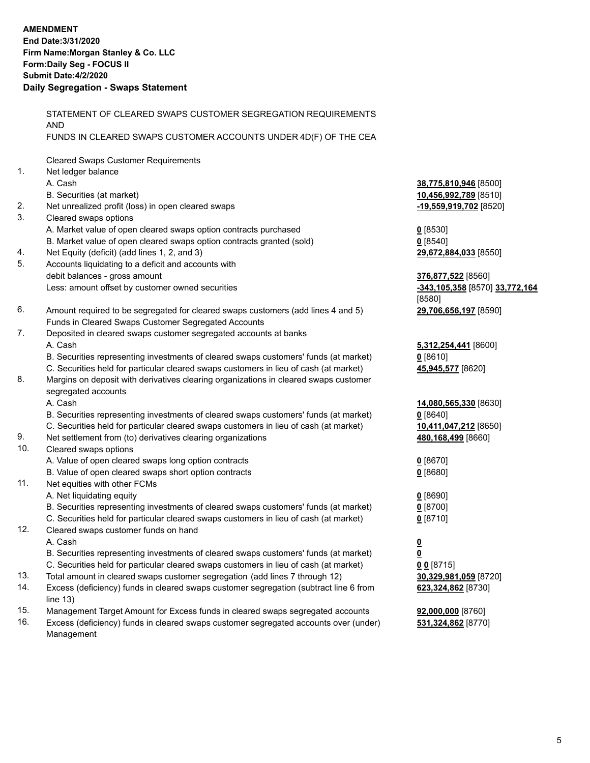**AMENDMENT**
**End Date:3/31/2020**
**Firm Name:Morgan Stanley & Co. LLC**
**Form:Daily Seg - FOCUS II**
**Submit Date:4/2/2020**
**Daily Segregation - Swaps Statement**

STATEMENT OF CLEARED SWAPS CUSTOMER SEGREGATION REQUIREMENTS AND
FUNDS IN CLEARED SWAPS CUSTOMER ACCOUNTS UNDER 4D(F) OF THE CEA

| | | |
|---|---|---|
| | Cleared Swaps Customer Requirements | |
| 1. | Net ledger balance | |
| | A. Cash | **38,775,810,946** [8500] |
| | B. Securities (at market) | **10,456,992,789** [8510] |
| 2. | Net unrealized profit (loss) in open cleared swaps | **-19,559,919,702** [8520] |
| 3. | Cleared swaps options | |
| | A. Market value of open cleared swaps option contracts purchased | **0** [8530] |
| | B. Market value of open cleared swaps option contracts granted (sold) | **0** [8540] |
| 4. | Net Equity (deficit) (add lines 1, 2, and 3) | **29,672,884,033** [8550] |
| 5. | Accounts liquidating to a deficit and accounts with debit balances - gross amount | **376,877,522** [8560] |
| | Less: amount offset by customer owned securities | **-343,105,358** [8570] **33,772,164** [8580] |
| 6. | Amount required to be segregated for cleared swaps customers (add lines 4 and 5) | **29,706,656,197** [8590] |
| | Funds in Cleared Swaps Customer Segregated Accounts | |
| 7. | Deposited in cleared swaps customer segregated accounts at banks | |
| | A. Cash | **5,312,254,441** [8600] |
| | B. Securities representing investments of cleared swaps customers' funds (at market) | **0** [8610] |
| | C. Securities held for particular cleared swaps customers in lieu of cash (at market) | **45,945,577** [8620] |
| 8. | Margins on deposit with derivatives clearing organizations in cleared swaps customer segregated accounts | |
| | A. Cash | **14,080,565,330** [8630] |
| | B. Securities representing investments of cleared swaps customers' funds (at market) | **0** [8640] |
| | C. Securities held for particular cleared swaps customers in lieu of cash (at market) | **10,411,047,212** [8650] |
| 9. | Net settlement from (to) derivatives clearing organizations | **480,168,499** [8660] |
| 10. | Cleared swaps options | |
| | A. Value of open cleared swaps long option contracts | **0** [8670] |
| | B. Value of open cleared swaps short option contracts | **0** [8680] |
| 11. | Net equities with other FCMs | |
| | A. Net liquidating equity | **0** [8690] |
| | B. Securities representing investments of cleared swaps customers' funds (at market) | **0** [8700] |
| | C. Securities held for particular cleared swaps customers in lieu of cash (at market) | **0** [8710] |
| 12. | Cleared swaps customer funds on hand | |
| | A. Cash | **0** |
| | B. Securities representing investments of cleared swaps customers' funds (at market) | **0** |
| | C. Securities held for particular cleared swaps customers in lieu of cash (at market) | **0** **0** [8715] |
| 13. | Total amount in cleared swaps customer segregation (add lines 7 through 12) | **30,329,981,059** [8720] |
| 14. | Excess (deficiency) funds in cleared swaps customer segregation (subtract line 6 from line 13) | **623,324,862** [8730] |
| 15. | Management Target Amount for Excess funds in cleared swaps segregated accounts | **92,000,000** [8760] |
| 16. | Excess (deficiency) funds in cleared swaps customer segregated accounts over (under) Management | **531,324,862** [8770] |